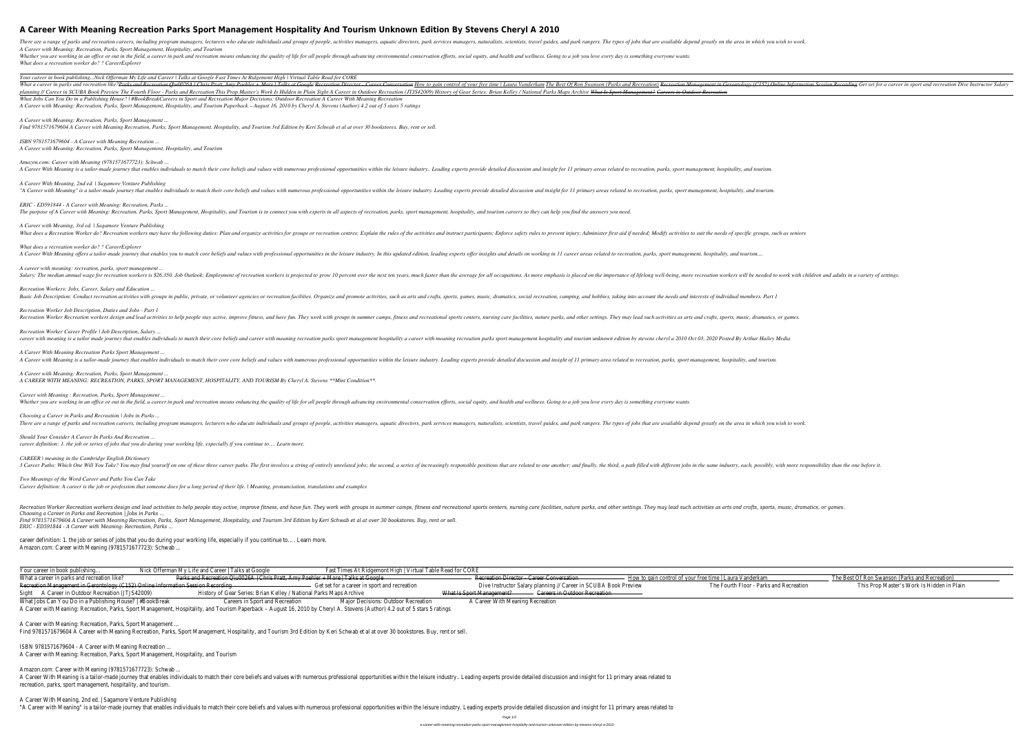# A Career With Meaning Recreation Parks Sport Management Hospitality And Tourism Unknown Edition By Stevens Cheryl A 2010

*There are a range of parks and recreation careers, including program managers, lecturers who educate individuals and groups of people, activities managers, aquatic directors, park services managers, naturalists, scientists, travel guides, and park rangers. The types of jobs that are available depend greatly on the area in which you wish to work.*
*A Career with Meaning: Recreation, Parks, Sport Management, Hospitality, and Tourism*
*Whether you are working in an office or out in the field, a career in park and recreation means enhancing the quality of life for all people through advancing environmental conservation efforts, social equity, and health and wellness. Going to a job you love every day is something everyone wants.*
*What does a recreation worker do? ? CareerExplorer*

*Your career in book publishing...Nick Offerman My Life and Career | Talks at Google Fast Times At Ridgemont High | Virtual Table Read for CORE*
*What a career in parks and recreation like? Parks and Recreation Q\u0026A | Chris Pratt, Amy Poehler + More | Talks at Google Recreation Director - Career Conversation How to gain control of your free time | Laura Vanderkam The Best Of Ron Swanson (Parks and Recreation) Recreation Management in Gerontology (C152) Online Information Session Recording Get set for a career in sport and recreation Dive Instructor Salary planning // Career in SCUBA Book Preview The Fourth Floor - Parks and Recreation This Prop Master's Work Is Hidden in Plain Sight A Career in Outdoor Recreation (JTJS42009) History of Gear Series: Brian Kelley / National Parks Maps Archive What Is Sport Management? Careers in Outdoor Recreation*
*What Jobs Can You Do in a Publishing House? | #BookBreakCareers in Sport and Recreation Major Decisions: Outdoor Recreation A Career With Meaning Recreation*
*A Career with Meaning: Recreation, Parks, Sport Management, Hospitality, and Tourism Paperback – August 16, 2010 by Cheryl A. Stevens (Author) 4.2 out of 5 stars 5 ratings*

*A Career with Meaning: Recreation, Parks, Sport Management ...*
*Find 9781571679604 A Career with Meaning Recreation, Parks, Sport Management, Hospitality, and Tourism 3rd Edition by Keri Schwab et al at over 30 bookstores. Buy, rent or sell.*

*ISBN 9781571679604 - A Career with Meaning Recreation ...*
*A Career with Meaning: Recreation, Parks, Sport Management, Hospitality, and Tourism*

*Amazon.com: Career with Meaning (9781571677723): Schwab ...*
*A Career With Meaning is a tailor-made journey that enables individuals to match their core beliefs and values with numerous professional opportunities within the leisure industry.. Leading experts provide detailed discussion and insight for 11 primary areas related to recreation, parks, sport management, hospitality, and tourism.*

*A Career With Meaning, 2nd ed. | Sagamore Venture Publishing*
*"A Career with Meaning" is a tailor-made journey that enables individuals to match their core beliefs and values with numerous professional opportunities within the leisure industry. Leading experts provide detailed discussion and insight for 11 primary areas related to recreation, parks, sport management, hospitality, and tourism.*

*ERIC - ED591844 - A Career with Meaning: Recreation, Parks ...*
*The purpose of A Career with Meaning: Recreation, Parks, Sport Management, Hospitality, and Tourism is to connect you with experts in all aspects of recreation, parks, sport management, hospitality, and tourism careers so they can help you find the answers you need.*

*A Career with Meaning, 3rd ed. | Sagamore Venture Publishing*
*What does a Recreation Worker do? Recreation workers may have the following duties: Plan and organize activities for groups or recreation centres; Explain the rules of the activities and instruct participants; Enforce safety rules to prevent injury; Administer first aid if needed; Modify activities to suit the needs of specific groups, such as seniors*

*What does a recreation worker do? ? CareerExplorer*
*A Career With Meaning offers a tailor-made journey that enables you to match core beliefs and values with professional opportunities in the leisure industry. In this updated edition, leading experts offer insights and details on working in 11 career areas related to recreation, parks, sport management, hospitality, and tourism....*

*A career with meaning: recreation, parks, sport management ...*
*Salary: The median annual wage for recreation workers is $26,350. Job Outlook: Employment of recreation workers is projected to grow 10 percent over the next ten years, much faster than the average for all occupations. As more emphasis is placed on the importance of lifelong well-being, more recreation workers will be needed to work with children and adults in a variety of settings.*

*Recreation Workers: Jobs, Career, Salary and Education ...*
*Basic Job Description: Conduct recreation activities with groups in public, private, or volunteer agencies or recreation facilities. Organize and promote activities, such as arts and crafts, sports, games, music, dramatics, social recreation, camping, and hobbies, taking into account the needs and interests of individual members. Part 1*

*Recreation Worker Job Description, Duties and Jobs - Part 1*
*Recreation Worker Recreation workers design and lead activities to help people stay active, improve fitness, and have fun. They work with groups in summer camps, fitness and recreational sports centers, nursing care facilities, nature parks, and other settings. They may lead such activities as arts and crafts, sports, music, dramatics, or games.*

*Recreation Worker Career Profile | Job Description, Salary ...*
*career with meaning is a tailor made journey that enables individuals to match their core beliefs and career with meaning recreation parks sport management hospitality a career with meaning recreation parks sport management hospitality and tourism unknown edition by stevens cheryl a 2010 Oct 03, 2020 Posted By Arthur Hailey Media*

*A Career With Meaning Recreation Parks Sport Management ...*
*A Career With Meaning is a tailor-made journey that enables individuals to match their core core beliefs and values with numerous professional opportunities within the leisure industry. Leading experts provide detailed discussion and insight of 11 primary area related to recreation, parks, sport management, hospitality, and tourism.*

*A Career with Meaning: Recreation, Parks, Sport Management ...*
*A CAREER WITH MEANING: RECREATION, PARKS, SPORT MANAGEMENT, HOSPITALITY, AND TOURISM By Cheryl A. Stevens \*\*Mint Condition\*\*.*

*Career with Meaning : Recreation, Parks, Sport Management ...*
*Whether you are working in an office or out in the field, a career in park and recreation means enhancing the quality of life for all people through advancing environmental conservation efforts, social equity, and health and wellness. Going to a job you love every day is something everyone wants.*

*Choosing a Career in Parks and Recreation | Jobs in Parks ...*
*There are a range of parks and recreation careers, including program managers, lecturers who educate individuals and groups of people, activities managers, aquatic directors, park services managers, naturalists, scientists, travel guides, and park rangers. The types of jobs that are available depend greatly on the area in which you wish to work.*

*Should Your Consider A Career In Parks And Recreation ...*
*career definition: 1. the job or series of jobs that you do during your working life, especially if you continue to…. Learn more.*

*CAREER | meaning in the Cambridge English Dictionary*
*3 Career Paths: Which One Will You Take? You may find yourself on one of these three career paths. The first involves a string of entirely unrelated jobs; the second, a series of increasingly responsible positions that are related to one another; and finally, the third, a path filled with different jobs in the same industry, each, possibly, with more responsibility than the one before it.*

*Two Meanings of the Word Career and Paths You Can Take*
*Career definition: A career is the job or profession that someone does for a long period of their life. | Meaning, pronunciation, translations and examples*

*Recreation Worker Recreation workers design and lead activities to help people stay active, improve fitness, and have fun. They work with groups in summer camps, fitness and recreational sports centers, nursing care facilities, nature parks, and other settings. They may lead such activities as arts and crafts, sports, music, dramatics, or games.*
*Choosing a Career in Parks and Recreation | Jobs in Parks ...*
*Find 9781571679604 A Career with Meaning Recreation, Parks, Sport Management, Hospitality, and Tourism 3rd Edition by Keri Schwab et al at over 30 bookstores. Buy, rent or sell.*
*ERIC - ED591844 - A Career with Meaning: Recreation, Parks ...*

career definition: 1. the job or series of jobs that you do during your working life, especially if you continue to…. Learn more.
Amazon.com: Career with Meaning (9781571677723): Schwab ...

| Your career in book publishing... | Nick Offerman My Life and Career \| Talks at Google | Fast Times At Ridgemont High \| Virtual Table Read for CORE | | |
|---|---|---|---|---|
| What a career in parks and recreation like? | Parks and Recreation Q\u0026A \| Chris Pratt, Amy Poehler + More \| Talks at Google | Recreation Director - Career Conversation | How to gain control of your free time \| Laura Vanderkam | The Best Of Ron Swanson (Parks and Recreation) |
| Recreation Management in Gerontology (C152) Online Information Session Recording | Get set for a career in sport and recreation | Dive Instructor Salary planning // Career in SCUBA Book Preview | The Fourth Floor - Parks and Recreation | This Prop Master's Work Is Hidden in Plain |
| Sight | A Career in Outdoor Recreation (JTJS42009) | History of Gear Series: Brian Kelley / National Parks Maps Archive | What Is Sport Management? | Careers in Outdoor Recreation |
| What Jobs Can You Do in a Publishing House? \| #BookBreak | Careers in Sport and Recreation | Major Decisions: Outdoor Recreation | A Career With Meaning Recreation | |

A Career with Meaning: Recreation, Parks, Sport Management, Hospitality, and Tourism Paperback – August 16, 2010 by Cheryl A. Stevens (Author) 4.2 out of 5 stars 5 ratings

A Career with Meaning: Recreation, Parks, Sport Management ...
Find 9781571679604 A Career with Meaning Recreation, Parks, Sport Management, Hospitality, and Tourism 3rd Edition by Keri Schwab et al at over 30 bookstores. Buy, rent or sell.

ISBN 9781571679604 - A Career with Meaning Recreation ...
A Career with Meaning: Recreation, Parks, Sport Management, Hospitality, and Tourism

Amazon.com: Career with Meaning (9781571677723): Schwab ...
A Career With Meaning is a tailor-made journey that enables individuals to match their core beliefs and values with numerous professional opportunities within the leisure industry.. Leading experts provide detailed discussion and insight for 11 primary areas related to recreation, parks, sport management, hospitality, and tourism.

A Career With Meaning, 2nd ed. | Sagamore Venture Publishing
"A Career with Meaning" is a tailor-made journey that enables individuals to match their core beliefs and values with numerous professional opportunities within the leisure industry. Leading experts provide detailed discussion and insight for 11 primary areas related to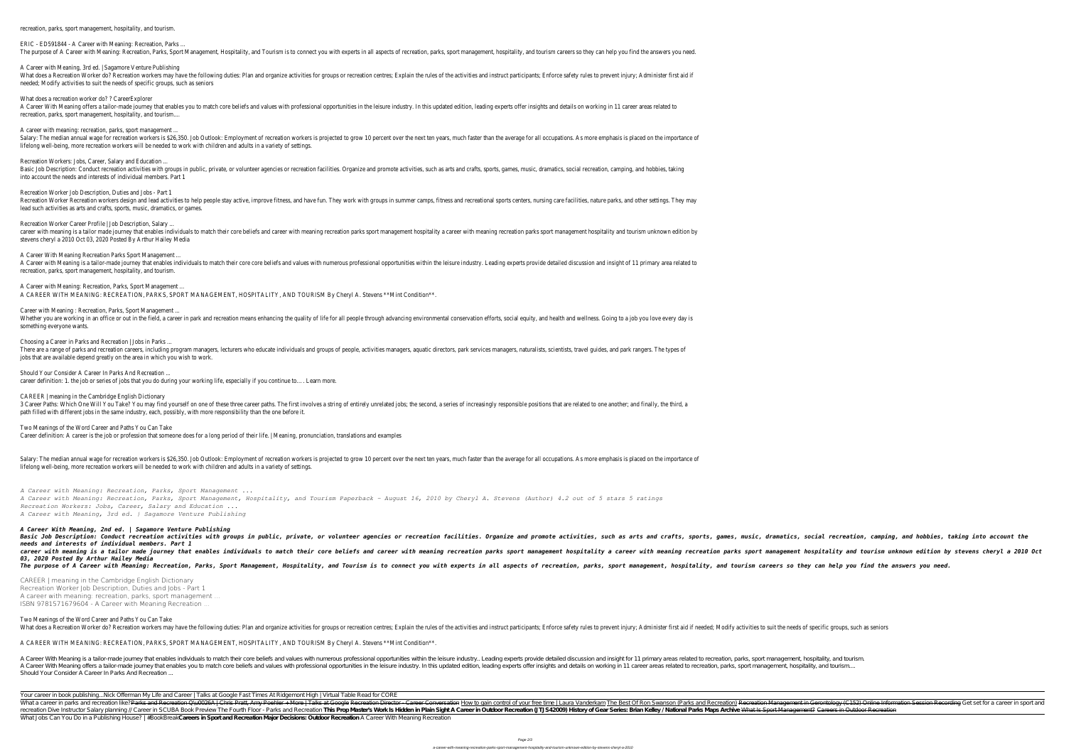recreation, parks, sport management, hospitality, and tourism.

ERIC - ED591844 - A Career with Meaning: Recreation, Parks ...

The purpose of A Career with Meaning: Recreation, Parks, Sport Management, Hospitality, and Tourism is to connect you with experts in all aspects of recreation, parks, sport management, hospitality, and tourism careers so they can help you find the answers you need.

A Career with Meaning, 3rd ed. | Sagamore Venture Publishing

What does a Recreation Worker do? Recreation workers may have the following duties: Plan and organize activities for groups or recreation centres; Explain the rules of the activities and instruct participants; Enforce safety rules to prevent injury; Administer first aid if needed; Modify activities to suit the needs of specific groups, such as seniors

What does a recreation worker do? ? CareerExplorer

A Career With Meaning offers a tailor-made journey that enables you to match core beliefs and values with professional opportunities in the leisure industry. In this updated edition, leading experts offer insights and details on working in 11 career areas related to recreation, parks, sport management, hospitality, and tourism....

A career with meaning: recreation, parks, sport management ...

Salary: The median annual wage for recreation workers is $26,350. Job Outlook: Employment of recreation workers is projected to grow 10 percent over the next ten years, much faster than the average for all occupations. As more emphasis is placed on the importance of lifelong well-being, more recreation workers will be needed to work with children and adults in a variety of settings.

Recreation Workers: Jobs, Career, Salary and Education ...

Basic Job Description: Conduct recreation activities with groups in public, private, or volunteer agencies or recreation facilities. Organize and promote activities, such as arts and crafts, sports, games, music, dramatics, social recreation, camping, and hobbies, taking into account the needs and interests of individual members. Part 1

Recreation Worker Job Description, Duties and Jobs - Part 1

Recreation Worker Recreation workers design and lead activities to help people stay active, improve fitness, and have fun. They work with groups in summer camps, fitness and recreational sports centers, nursing care facilities, nature parks, and other settings. They may lead such activities as arts and crafts, sports, music, dramatics, or games.

Recreation Worker Career Profile | Job Description, Salary ...

career with meaning is a tailor made journey that enables individuals to match their core beliefs and career with meaning recreation parks sport management hospitality a career with meaning recreation parks sport management hospitality and tourism unknown edition by stevens cheryl a 2010 Oct 03, 2020 Posted By Arthur Hailey Media

A Career With Meaning Recreation Parks Sport Management ...

A Career with Meaning is a tailor-made journey that enables individuals to match their core beliefs and values with numerous professional opportunities within the leisure industry. Leading experts provide detailed discussion and insight of 11 primary area related to recreation, parks, sport management, hospitality, and tourism.

A Career with Meaning: Recreation, Parks, Sport Management ...

A CAREER WITH MEANING: RECREATION, PARKS, SPORT MANAGEMENT, HOSPITALITY, AND TOURISM By Cheryl A. Stevens **Mint Condition**.

Career with Meaning : Recreation, Parks, Sport Management ...

Whether you are working in an office or out in the field, a career in park and recreation means enhancing the quality of life for all people through advancing environmental conservation efforts, social equity, and health and wellness. Going to a job you love every day is something everyone wants.

Choosing a Career in Parks and Recreation | Jobs in Parks ...

There are a range of parks and recreation careers, including program managers, lecturers who educate individuals and groups of people, activities managers, aquatic directors, park services managers, naturalists, scientists, travel guides, and park rangers. The types of jobs that are available depend greatly on the area in which you wish to work.

Should Your Consider A Career In Parks And Recreation ...

career definition: 1. the job or series of jobs that you do during your working life, especially if you continue to…. Learn more.

CAREER | meaning in the Cambridge English Dictionary

3 Career Paths: Which One Will You Take? You may find yourself on one of these three career paths. The first involves a string of entirely unrelated jobs; the second, a series of increasingly responsible positions that are related to one another; and finally, the third, a path filled with different jobs in the same industry, each, possibly, with more responsibility than the one before it.

Two Meanings of the Word Career and Paths You Can Take

Career definition: A career is the job or profession that someone does for a long period of their life. | Meaning, pronunciation, translations and examples

Salary: The median annual wage for recreation workers is $26,350. Job Outlook: Employment of recreation workers is projected to grow 10 percent over the next ten years, much faster than the average for all occupations. As more emphasis is placed on the importance of lifelong well-being, more recreation workers will be needed to work with children and adults in a variety of settings.

*A Career with Meaning: Recreation, Parks, Sport Management ...*
*A Career with Meaning: Recreation, Parks, Sport Management, Hospitality, and Tourism Paperback – August 16, 2010 by Cheryl A. Stevens (Author) 4.2 out of 5 stars 5 ratings*
*Recreation Workers: Jobs, Career, Salary and Education ...*
*A Career with Meaning, 3rd ed. | Sagamore Venture Publishing*

***A Career With Meaning, 2nd ed. | Sagamore Venture Publishing***

***Basic Job Description: Conduct recreation activities with groups in public, private, or volunteer agencies or recreation facilities. Organize and promote activities, such as arts and crafts, sports, games, music, dramatics, social recreation, camping, and hobbies, taking into account the needs and interests of individual members. Part 1***

***career with meaning is a tailor made journey that enables individuals to match their core beliefs and career with meaning recreation parks sport management hospitality a career with meaning recreation parks sport management hospitality and tourism unknown edition by stevens cheryl a 2010 Oct 03, 2020 Posted By Arthur Hailey Media***

***The purpose of A Career with Meaning: Recreation, Parks, Sport Management, Hospitality, and Tourism is to connect you with experts in all aspects of recreation, parks, sport management, hospitality, and tourism careers so they can help you find the answers you need.***

CAREER | meaning in the Cambridge English Dictionary
Recreation Worker Job Description, Duties and Jobs - Part 1
A career with meaning: recreation, parks, sport management ...
ISBN 9781571679604 - A Career with Meaning Recreation ...

Two Meanings of the Word Career and Paths You Can Take

What does a Recreation Worker do? Recreation workers may have the following duties: Plan and organize activities for groups or recreation centres; Explain the rules of the activities and instruct participants; Enforce safety rules to prevent injury; Administer first aid if needed; Modify activities to suit the needs of specific groups, such as seniors

A CAREER WITH MEANING: RECREATION, PARKS, SPORT MANAGEMENT, HOSPITALITY, AND TOURISM By Cheryl A. Stevens **Mint Condition**.

A Career With Meaning is a tailor-made journey that enables individuals to match their core beliefs and values with numerous professional opportunities within the leisure industry.. Leading experts provide detailed discussion and insight for 11 primary areas related to recreation, parks, sport management, hospitality, and tourism.
A Career With Meaning offers a tailor-made journey that enables you to match core beliefs and values with professional opportunities in the leisure industry. In this updated edition, leading experts offer insights and details on working in 11 career areas related to recreation, parks, sport management, hospitality, and tourism....
Should Your Consider A Career In Parks And Recreation ...

Your career in book publishing...Nick Offerman My Life and Career | Talks at Google Fast Times At Ridgemont High | Virtual Table Read for CORE

What a career in parks and recreation like? Parks and Recreation Q\u0026A | Chris Pratt, Amy Poehler + More | Talks at Google Recreation Director - Career Conversation How to gain control of your free time | Laura Vanderkam The Best Of Ron Swanson (Parks and Recreation) Recreation Management in Gerontology (C152) Online Information Session Recording Get set for a career in sport and recreation Dive Instructor Salary planning // Career in SCUBA Book Preview The Fourth Floor - Parks and Recreation **This Prop Master's Work Is Hidden in Plain Sight A Career in Outdoor Recreation (JTJS42009) History of Gear Series: Brian Kelley / National Parks Maps Archive** What Is Sport Management? Careers in Outdoor Recreation

What Jobs Can You Do in a Publishing House? | #BookBreak **Careers in Sport and Recreation Major Decisions: Outdoor Recreation** A Career With Meaning Recreation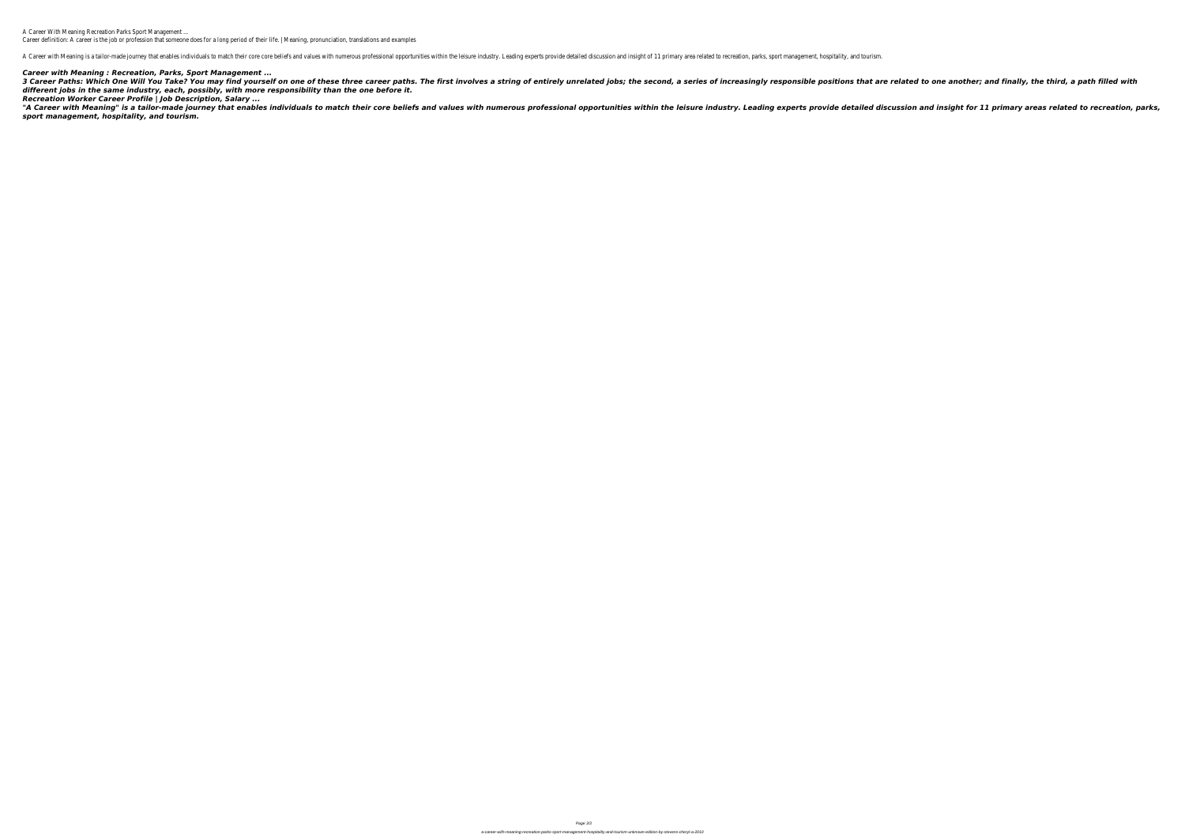A Career With Meaning Recreation Parks Sport Management ...
Career definition: A career is the job or profession that someone does for a long period of their life. | Meaning, pronunciation, translations and examples

A Career with Meaning is a tailor-made journey that enables individuals to match their core core beliefs and values with numerous professional opportunities within the leisure industry. Leading experts provide detailed discussion and insight of 11 primary area related to recreation, parks, sport management, hospitality, and tourism.

***Career with Meaning : Recreation, Parks, Sport Management ...***

***3 Career Paths: Which One Will You Take? You may find yourself on one of these three career paths. The first involves a string of entirely unrelated jobs; the second, a series of increasingly responsible positions that are related to one another; and finally, the third, a path filled with different jobs in the same industry, each, possibly, with more responsibility than the one before it.***

***Recreation Worker Career Profile | Job Description, Salary ...***

***"A Career with Meaning" is a tailor-made journey that enables individuals to match their core beliefs and values with numerous professional opportunities within the leisure industry. Leading experts provide detailed discussion and insight for 11 primary areas related to recreation, parks, sport management, hospitality, and tourism.***